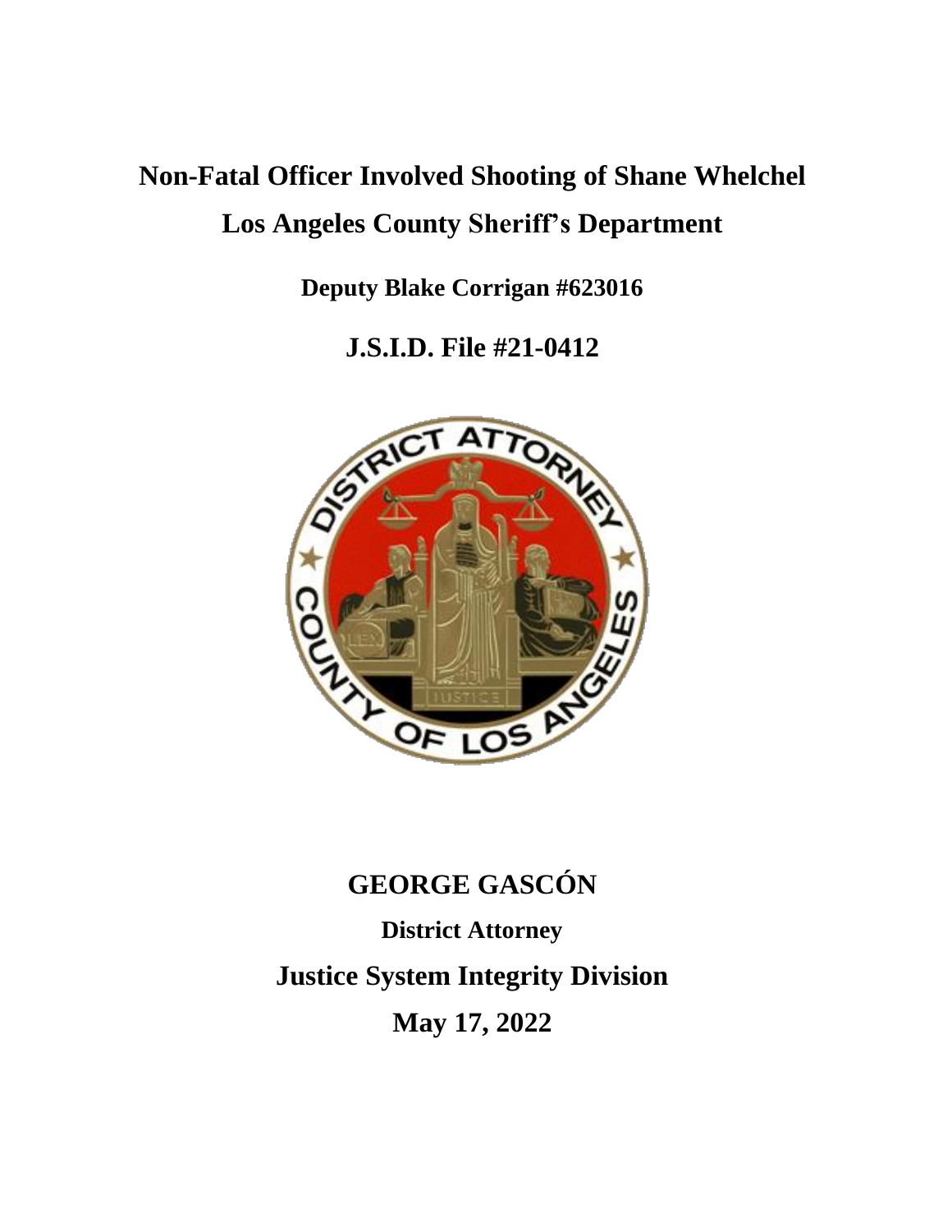# Non-Fatal Officer Involved Shooting of Shane Whelchel

# Los Angeles County Sheriff's Department

**Deputy Blake Corrigan #623016**

## J.S.I.D. File #21-0412

## GEORGE GASCÓN

**District Attorney**

## Justice System Integrity Division

## May 17, 2022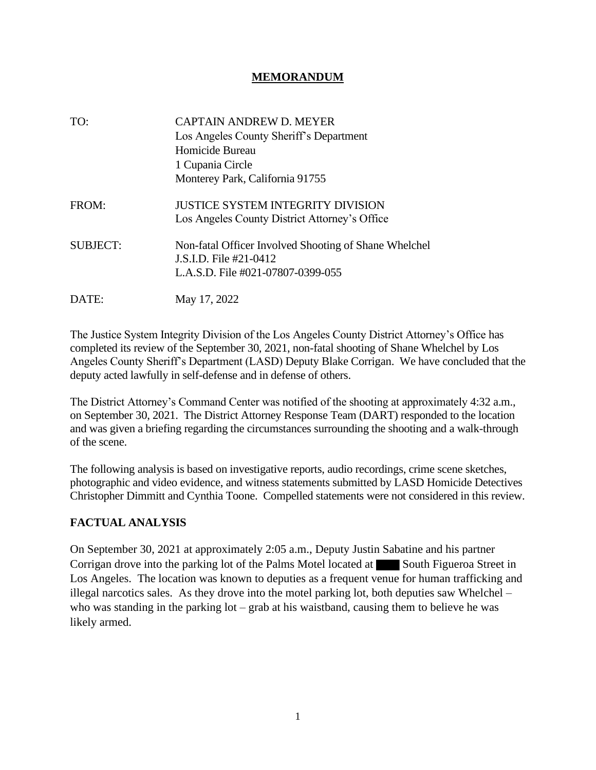# MEMORANDUM

| | |
|---|---|
| TO: | CAPTAIN ANDREW D. MEYER<br>Los Angeles County Sheriff's Department<br>Homicide Bureau<br>1 Cupania Circle<br>Monterey Park, California 91755 |
| FROM: | JUSTICE SYSTEM INTEGRITY DIVISION<br>Los Angeles County District Attorney's Office |
| SUBJECT: | Non-fatal Officer Involved Shooting of Shane Whelchel<br>J.S.I.D. File #21-0412<br>L.A.S.D. File #021-07807-0399-055 |
| DATE: | May 17, 2022 |

The Justice System Integrity Division of the Los Angeles County District Attorney's Office has completed its review of the September 30, 2021, non-fatal shooting of Shane Whelchel by Los Angeles County Sheriff's Department (LASD) Deputy Blake Corrigan. We have concluded that the deputy acted lawfully in self-defense and in defense of others.

The District Attorney's Command Center was notified of the shooting at approximately 4:32 a.m., on September 30, 2021. The District Attorney Response Team (DART) responded to the location and was given a briefing regarding the circumstances surrounding the shooting and a walk-through of the scene.

The following analysis is based on investigative reports, audio recordings, crime scene sketches, photographic and video evidence, and witness statements submitted by LASD Homicide Detectives Christopher Dimmitt and Cynthia Toone. Compelled statements were not considered in this review.

## FACTUAL ANALYSIS

On September 30, 2021 at approximately 2:05 a.m., Deputy Justin Sabatine and his partner Corrigan drove into the parking lot of the Palms Motel located at ████ South Figueroa Street in Los Angeles. The location was known to deputies as a frequent venue for human trafficking and illegal narcotics sales. As they drove into the motel parking lot, both deputies saw Whelchel – who was standing in the parking lot – grab at his waistband, causing them to believe he was likely armed.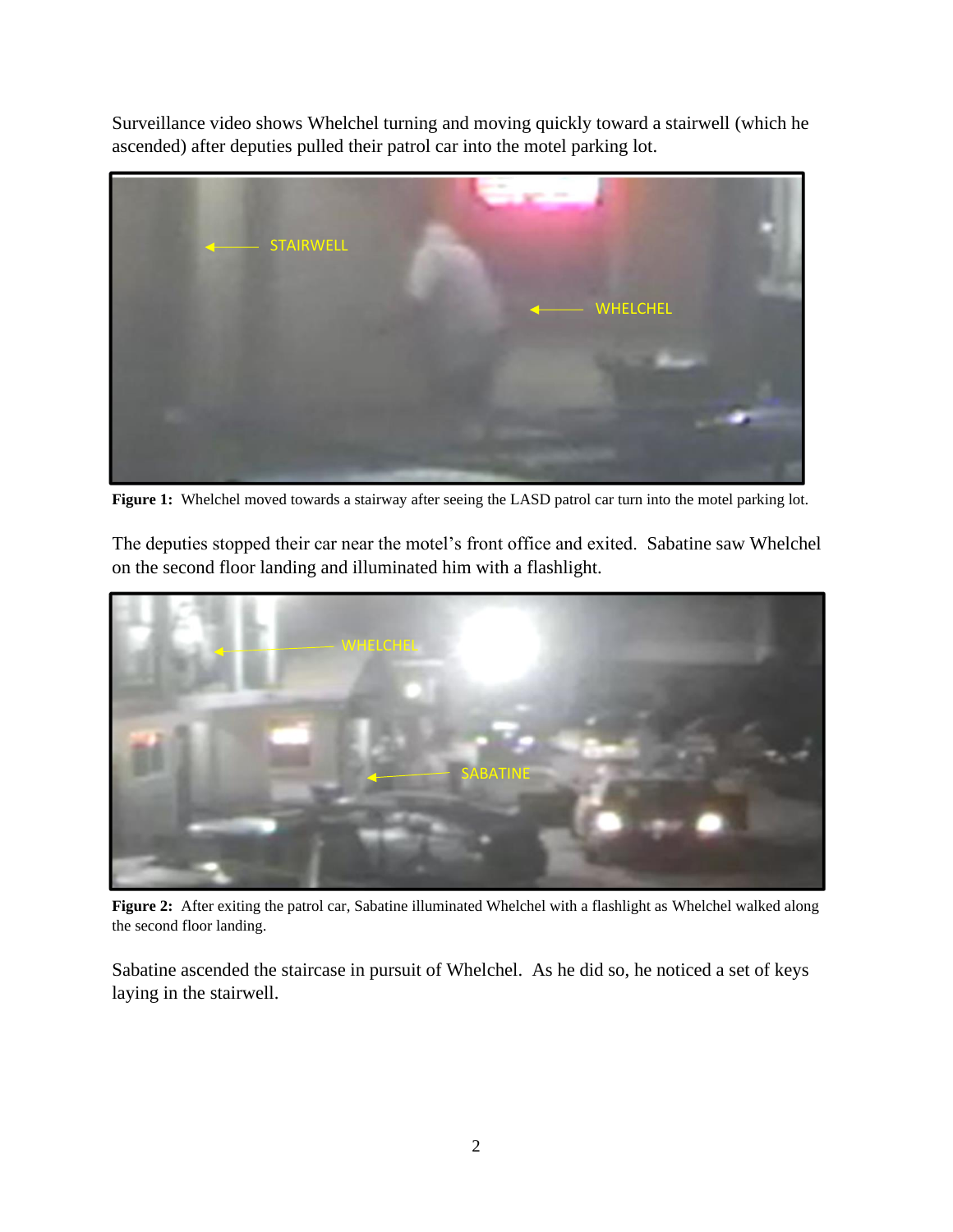Surveillance video shows Whelchel turning and moving quickly toward a stairwell (which he ascended) after deputies pulled their patrol car into the motel parking lot.

**Figure 1:** Whelchel moved towards a stairway after seeing the LASD patrol car turn into the motel parking lot.

The deputies stopped their car near the motel's front office and exited. Sabatine saw Whelchel on the second floor landing and illuminated him with a flashlight.

**Figure 2:** After exiting the patrol car, Sabatine illuminated Whelchel with a flashlight as Whelchel walked along the second floor landing.

Sabatine ascended the staircase in pursuit of Whelchel. As he did so, he noticed a set of keys laying in the stairwell.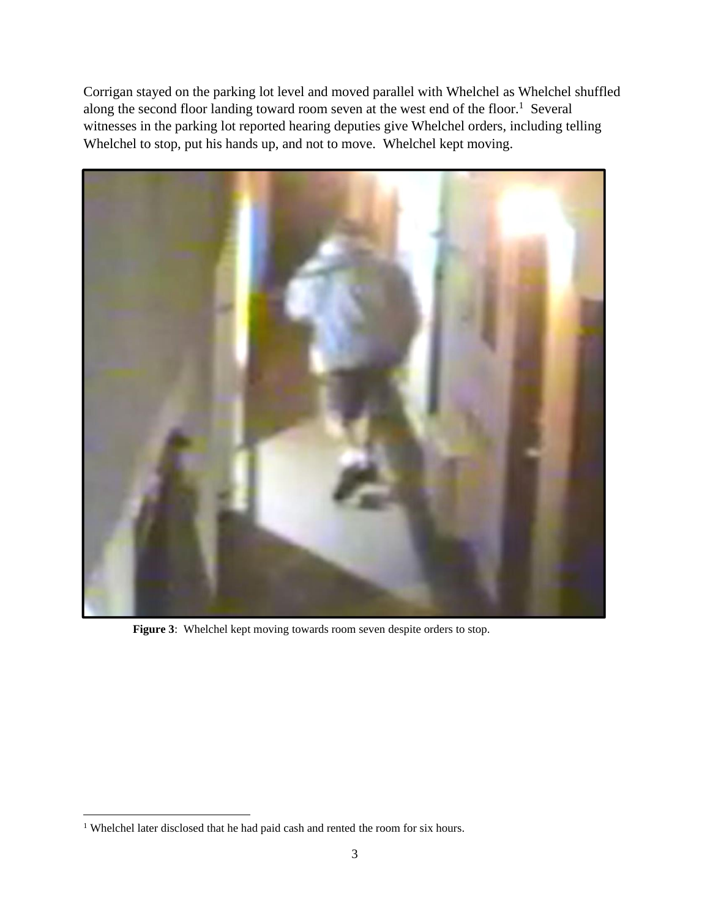Corrigan stayed on the parking lot level and moved parallel with Whelchel as Whelchel shuffled along the second floor landing toward room seven at the west end of the floor.[1] Several witnesses in the parking lot reported hearing deputies give Whelchel orders, including telling Whelchel to stop, put his hands up, and not to move. Whelchel kept moving.

**Figure 3**: Whelchel kept moving towards room seven despite orders to stop.

[1] Whelchel later disclosed that he had paid cash and rented the room for six hours.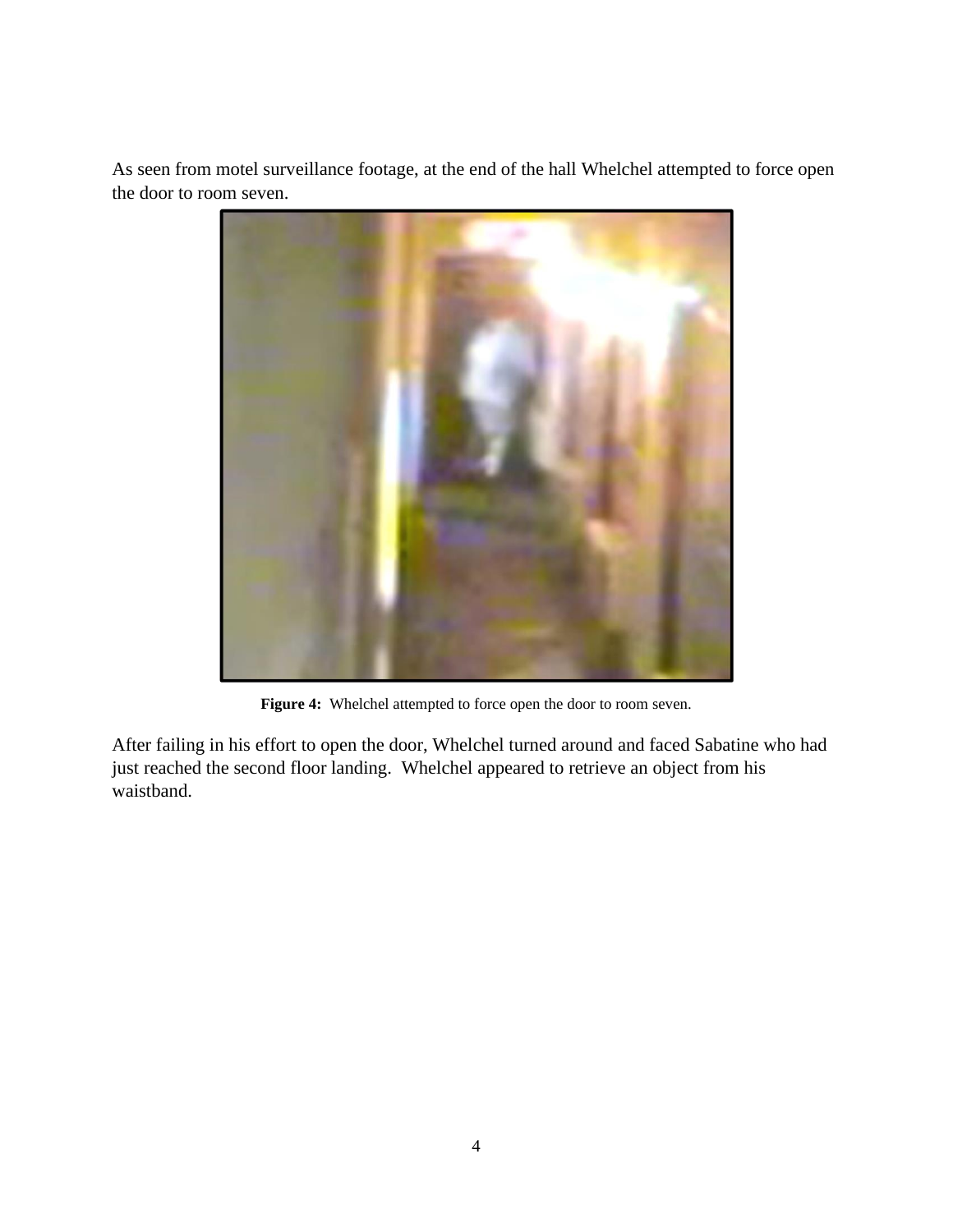As seen from motel surveillance footage, at the end of the hall Whelchel attempted to force open the door to room seven.

**Figure 4:** Whelchel attempted to force open the door to room seven.

After failing in his effort to open the door, Whelchel turned around and faced Sabatine who had just reached the second floor landing. Whelchel appeared to retrieve an object from his waistband.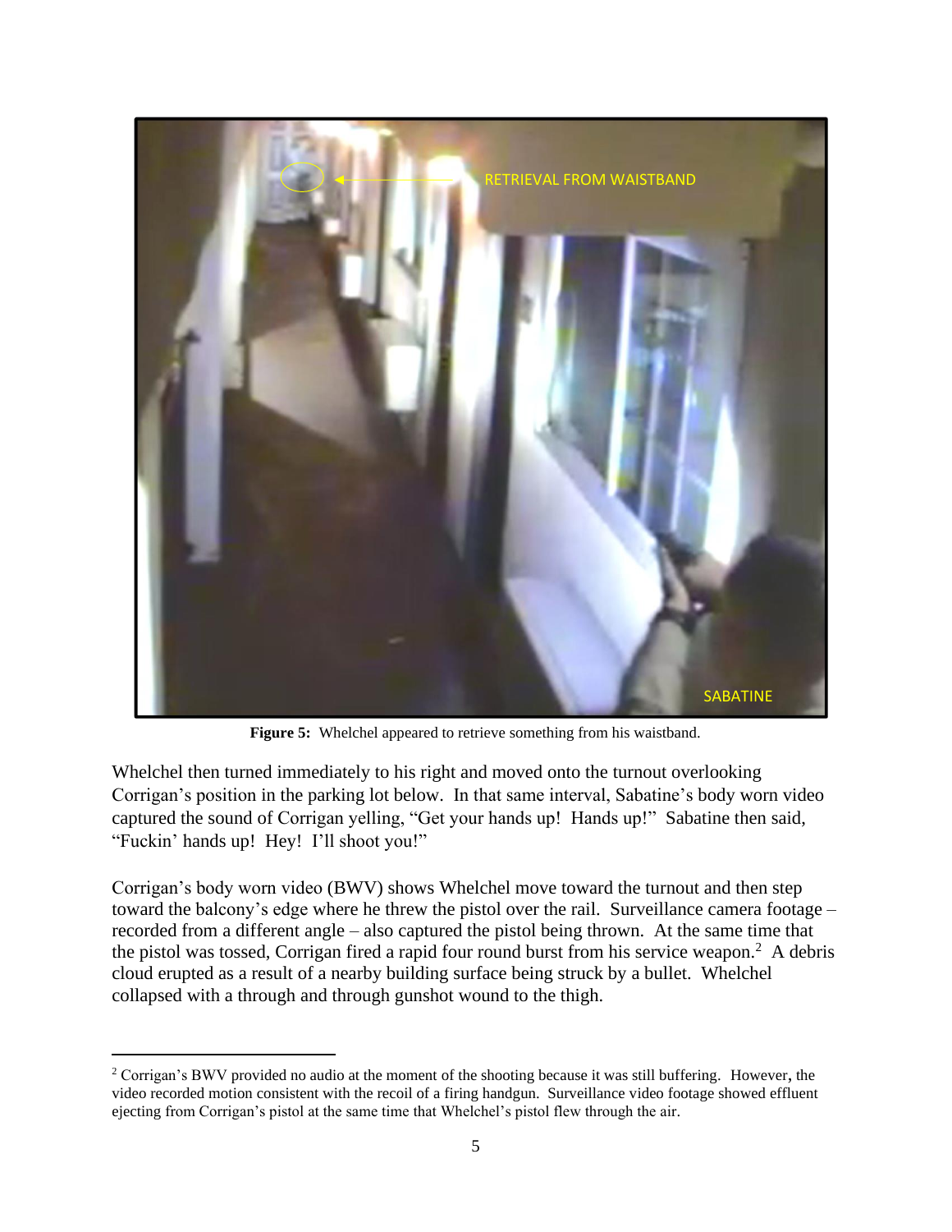**Figure 5:** Whelchel appeared to retrieve something from his waistband.

Whelchel then turned immediately to his right and moved onto the turnout overlooking Corrigan's position in the parking lot below. In that same interval, Sabatine's body worn video captured the sound of Corrigan yelling, "Get your hands up! Hands up!" Sabatine then said, "Fuckin' hands up! Hey! I'll shoot you!"

Corrigan's body worn video (BWV) shows Whelchel move toward the turnout and then step toward the balcony's edge where he threw the pistol over the rail. Surveillance camera footage – recorded from a different angle – also captured the pistol being thrown. At the same time that the pistol was tossed, Corrigan fired a rapid four round burst from his service weapon.[2] A debris cloud erupted as a result of a nearby building surface being struck by a bullet. Whelchel collapsed with a through and through gunshot wound to the thigh.

[2] Corrigan's BWV provided no audio at the moment of the shooting because it was still buffering. However, the video recorded motion consistent with the recoil of a firing handgun. Surveillance video footage showed effluent ejecting from Corrigan's pistol at the same time that Whelchel's pistol flew through the air.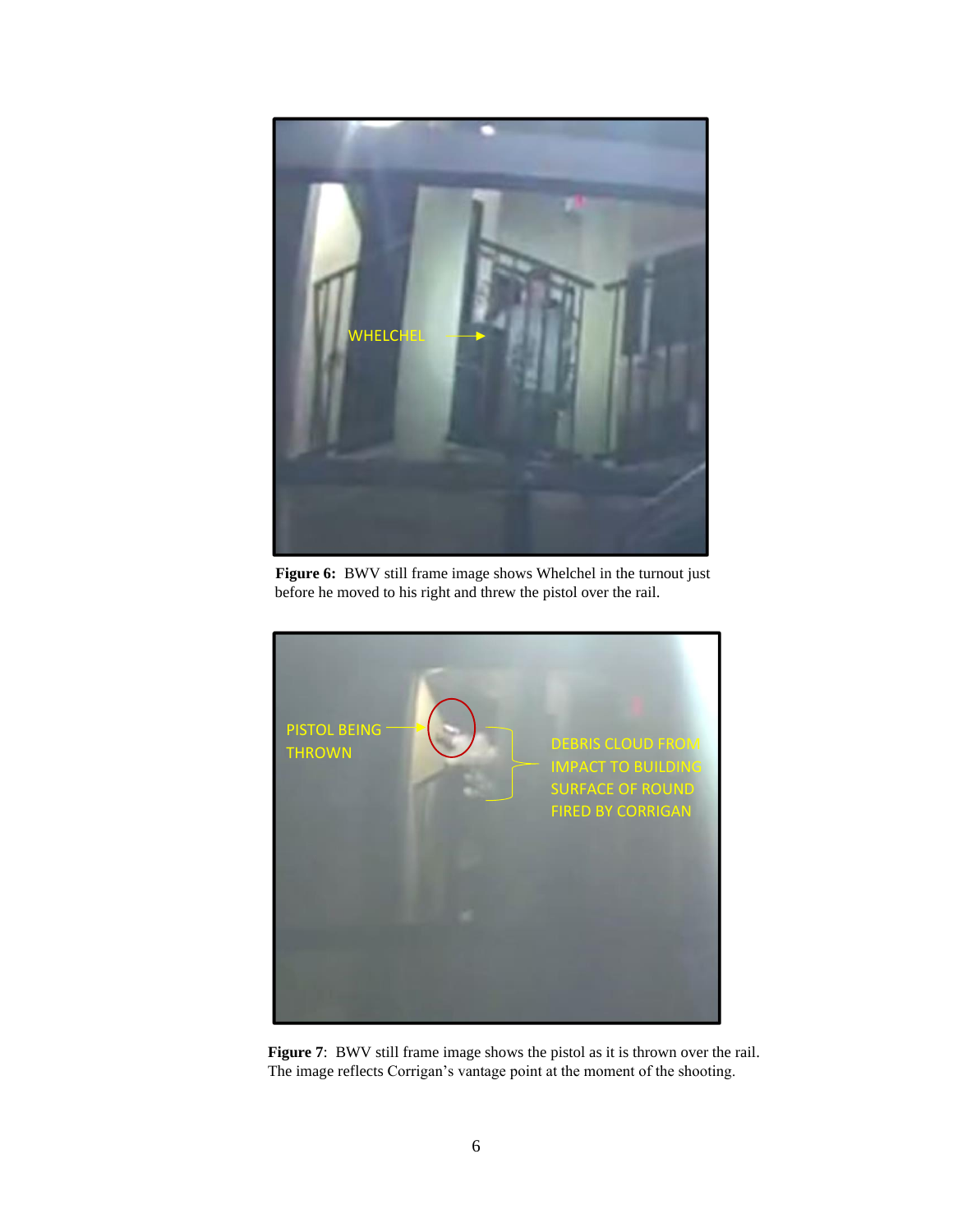**Figure 6:** BWV still frame image shows Whelchel in the turnout just before he moved to his right and threw the pistol over the rail.

**Figure 7**: BWV still frame image shows the pistol as it is thrown over the rail. The image reflects Corrigan's vantage point at the moment of the shooting.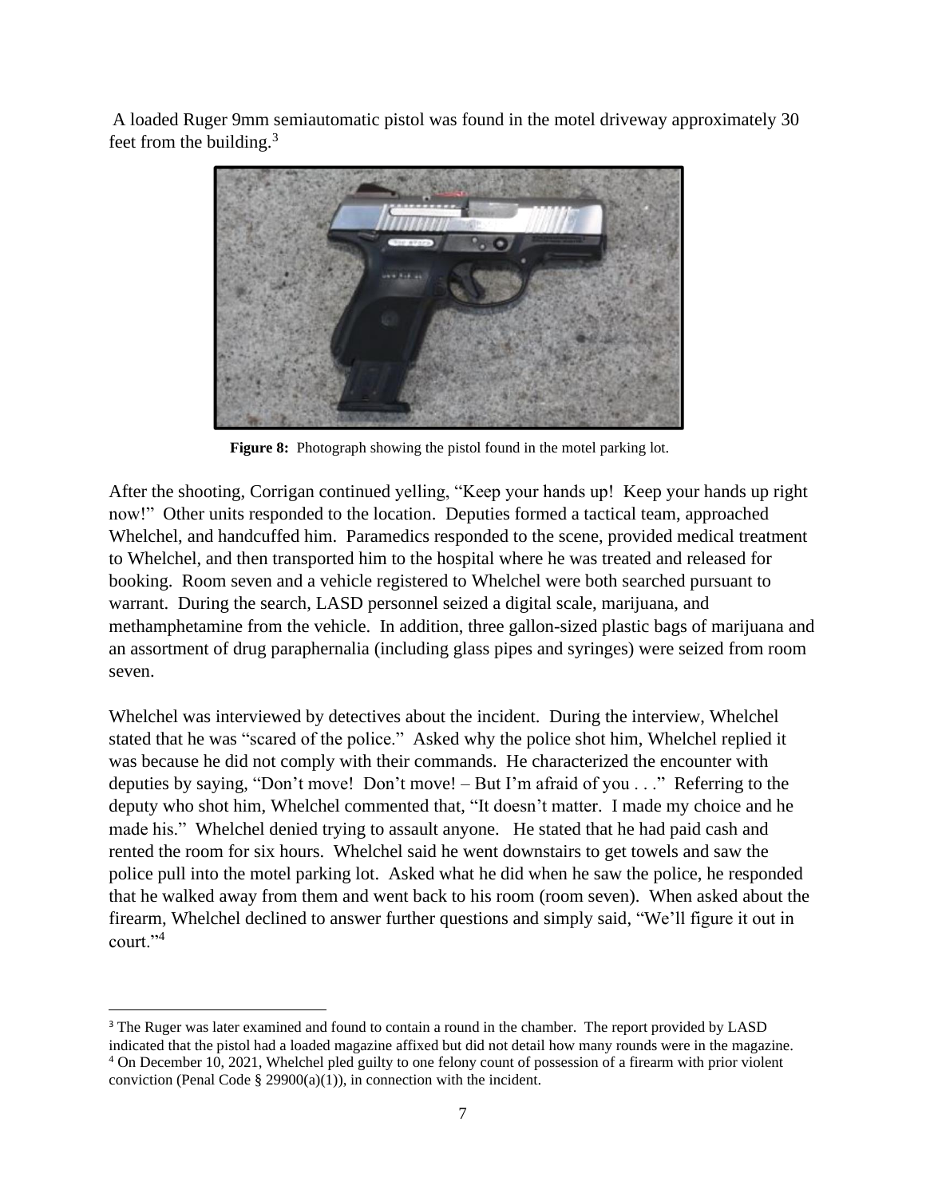A loaded Ruger 9mm semiautomatic pistol was found in the motel driveway approximately 30 feet from the building.[3]

**Figure 8:** Photograph showing the pistol found in the motel parking lot.

After the shooting, Corrigan continued yelling, "Keep your hands up! Keep your hands up right now!" Other units responded to the location. Deputies formed a tactical team, approached Whelchel, and handcuffed him. Paramedics responded to the scene, provided medical treatment to Whelchel, and then transported him to the hospital where he was treated and released for booking. Room seven and a vehicle registered to Whelchel were both searched pursuant to warrant. During the search, LASD personnel seized a digital scale, marijuana, and methamphetamine from the vehicle. In addition, three gallon-sized plastic bags of marijuana and an assortment of drug paraphernalia (including glass pipes and syringes) were seized from room seven.

Whelchel was interviewed by detectives about the incident. During the interview, Whelchel stated that he was "scared of the police." Asked why the police shot him, Whelchel replied it was because he did not comply with their commands. He characterized the encounter with deputies by saying, "Don't move! Don't move! – But I'm afraid of you . . ." Referring to the deputy who shot him, Whelchel commented that, "It doesn't matter. I made my choice and he made his." Whelchel denied trying to assault anyone. He stated that he had paid cash and rented the room for six hours. Whelchel said he went downstairs to get towels and saw the police pull into the motel parking lot. Asked what he did when he saw the police, he responded that he walked away from them and went back to his room (room seven). When asked about the firearm, Whelchel declined to answer further questions and simply said, "We'll figure it out in court."[4]

---

[3] The Ruger was later examined and found to contain a round in the chamber. The report provided by LASD indicated that the pistol had a loaded magazine affixed but did not detail how many rounds were in the magazine.

[4] On December 10, 2021, Whelchel pled guilty to one felony count of possession of a firearm with prior violent conviction (Penal Code § 29900(a)(1)), in connection with the incident.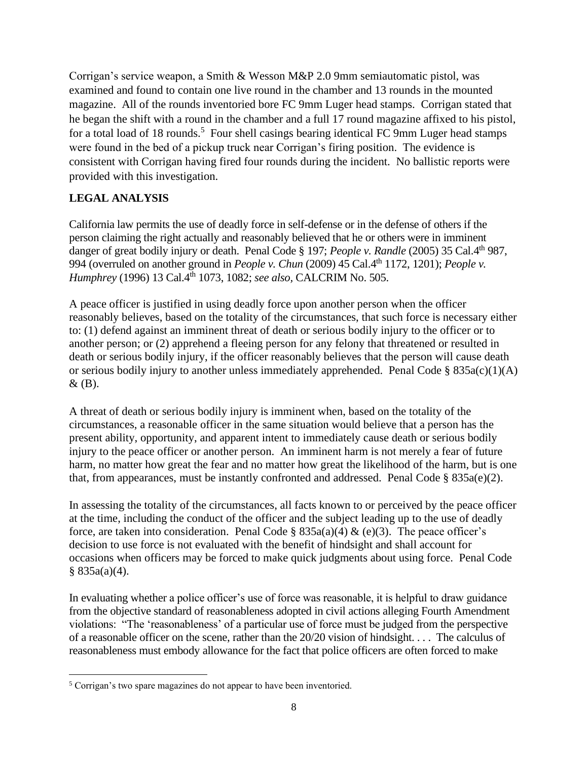Corrigan's service weapon, a Smith & Wesson M&P 2.0 9mm semiautomatic pistol, was examined and found to contain one live round in the chamber and 13 rounds in the mounted magazine. All of the rounds inventoried bore FC 9mm Luger head stamps. Corrigan stated that he began the shift with a round in the chamber and a full 17 round magazine affixed to his pistol, for a total load of 18 rounds.[5] Four shell casings bearing identical FC 9mm Luger head stamps were found in the bed of a pickup truck near Corrigan's firing position. The evidence is consistent with Corrigan having fired four rounds during the incident. No ballistic reports were provided with this investigation.

## LEGAL ANALYSIS

California law permits the use of deadly force in self-defense or in the defense of others if the person claiming the right actually and reasonably believed that he or others were in imminent danger of great bodily injury or death. Penal Code § 197; *People v. Randle* (2005) 35 Cal.4th 987, 994 (overruled on another ground in *People v. Chun* (2009) 45 Cal.4th 1172, 1201); *People v. Humphrey* (1996) 13 Cal.4th 1073, 1082; *see also*, CALCRIM No. 505.

A peace officer is justified in using deadly force upon another person when the officer reasonably believes, based on the totality of the circumstances, that such force is necessary either to: (1) defend against an imminent threat of death or serious bodily injury to the officer or to another person; or (2) apprehend a fleeing person for any felony that threatened or resulted in death or serious bodily injury, if the officer reasonably believes that the person will cause death or serious bodily injury to another unless immediately apprehended. Penal Code § 835a(c)(1)(A) & (B).

A threat of death or serious bodily injury is imminent when, based on the totality of the circumstances, a reasonable officer in the same situation would believe that a person has the present ability, opportunity, and apparent intent to immediately cause death or serious bodily injury to the peace officer or another person. An imminent harm is not merely a fear of future harm, no matter how great the fear and no matter how great the likelihood of the harm, but is one that, from appearances, must be instantly confronted and addressed. Penal Code § 835a(e)(2).

In assessing the totality of the circumstances, all facts known to or perceived by the peace officer at the time, including the conduct of the officer and the subject leading up to the use of deadly force, are taken into consideration. Penal Code § 835a(a)(4) & (e)(3). The peace officer's decision to use force is not evaluated with the benefit of hindsight and shall account for occasions when officers may be forced to make quick judgments about using force. Penal Code § 835a(a)(4).

In evaluating whether a police officer's use of force was reasonable, it is helpful to draw guidance from the objective standard of reasonableness adopted in civil actions alleging Fourth Amendment violations: "The 'reasonableness' of a particular use of force must be judged from the perspective of a reasonable officer on the scene, rather than the 20/20 vision of hindsight. . . . The calculus of reasonableness must embody allowance for the fact that police officers are often forced to make

[5] Corrigan's two spare magazines do not appear to have been inventoried.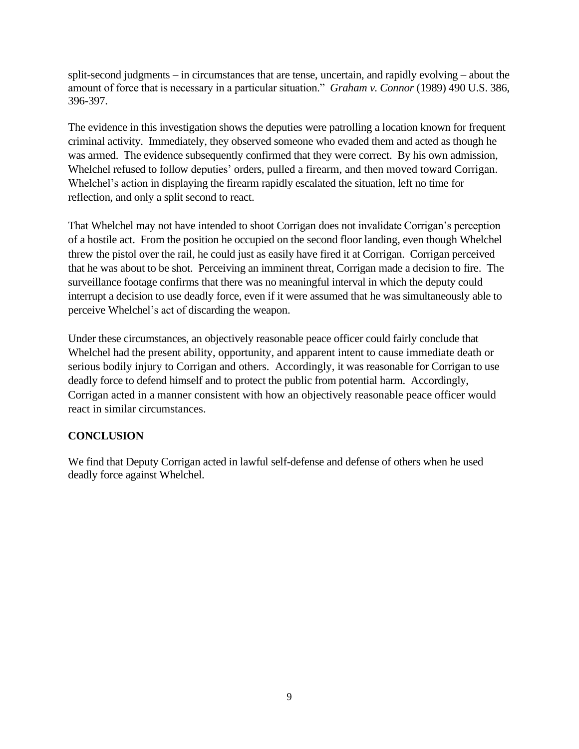split-second judgments – in circumstances that are tense, uncertain, and rapidly evolving – about the amount of force that is necessary in a particular situation." *Graham v. Connor* (1989) 490 U.S. 386, 396-397.

The evidence in this investigation shows the deputies were patrolling a location known for frequent criminal activity. Immediately, they observed someone who evaded them and acted as though he was armed. The evidence subsequently confirmed that they were correct. By his own admission, Whelchel refused to follow deputies' orders, pulled a firearm, and then moved toward Corrigan. Whelchel's action in displaying the firearm rapidly escalated the situation, left no time for reflection, and only a split second to react.

That Whelchel may not have intended to shoot Corrigan does not invalidate Corrigan's perception of a hostile act. From the position he occupied on the second floor landing, even though Whelchel threw the pistol over the rail, he could just as easily have fired it at Corrigan. Corrigan perceived that he was about to be shot. Perceiving an imminent threat, Corrigan made a decision to fire. The surveillance footage confirms that there was no meaningful interval in which the deputy could interrupt a decision to use deadly force, even if it were assumed that he was simultaneously able to perceive Whelchel's act of discarding the weapon.

Under these circumstances, an objectively reasonable peace officer could fairly conclude that Whelchel had the present ability, opportunity, and apparent intent to cause immediate death or serious bodily injury to Corrigan and others. Accordingly, it was reasonable for Corrigan to use deadly force to defend himself and to protect the public from potential harm. Accordingly, Corrigan acted in a manner consistent with how an objectively reasonable peace officer would react in similar circumstances.

**CONCLUSION**

We find that Deputy Corrigan acted in lawful self-defense and defense of others when he used deadly force against Whelchel.